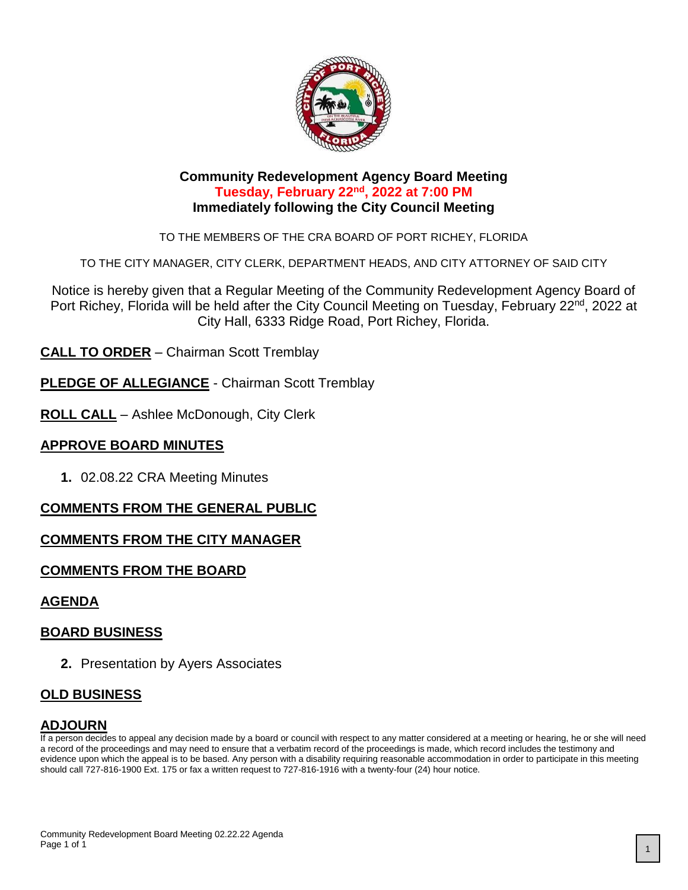# Community Redevelopment Agency Board Meeting

**Tuesday, February 22nd, 2022 at 7:00 PM**

**Immediately following the City Council Meeting**

TO THE MEMBERS OF THE CRA BOARD OF PORT RICHEY, FLORIDA

TO THE CITY MANAGER, CITY CLERK, DEPARTMENT HEADS, AND CITY ATTORNEY OF SAID CITY

Notice is hereby given that a Regular Meeting of the Community Redevelopment Agency Board of Port Richey, Florida will be held after the City Council Meeting on Tuesday, February 22nd, 2022 at City Hall, 6333 Ridge Road, Port Richey, Florida.

**CALL TO ORDER** – Chairman Scott Tremblay

**PLEDGE OF ALLEGIANCE** - Chairman Scott Tremblay

**ROLL CALL** – Ashlee McDonough, City Clerk

## APPROVE BOARD MINUTES

1. 02.08.22 CRA Meeting Minutes

## COMMENTS FROM THE GENERAL PUBLIC

## COMMENTS FROM THE CITY MANAGER

## COMMENTS FROM THE BOARD

## AGENDA

## BOARD BUSINESS

2. Presentation by Ayers Associates

## OLD BUSINESS

## ADJOURN

If a person decides to appeal any decision made by a board or council with respect to any matter considered at a meeting or hearing, he or she will need a record of the proceedings and may need to ensure that a verbatim record of the proceedings is made, which record includes the testimony and evidence upon which the appeal is to be based. Any person with a disability requiring reasonable accommodation in order to participate in this meeting should call 727-816-1900 Ext. 175 or fax a written request to 727-816-1916 with a twenty-four (24) hour notice.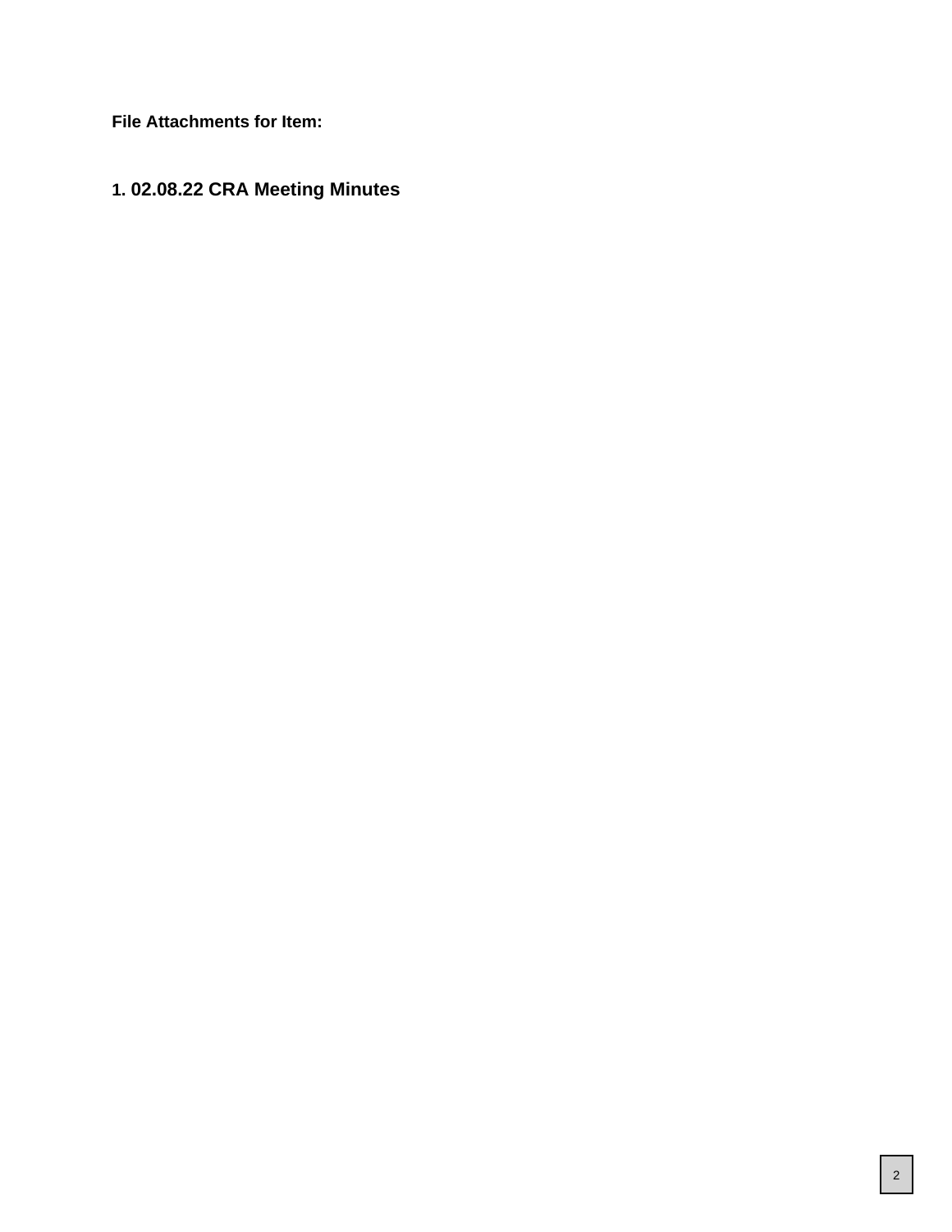**File Attachments for Item:**

**1. 02.08.22 CRA Meeting Minutes**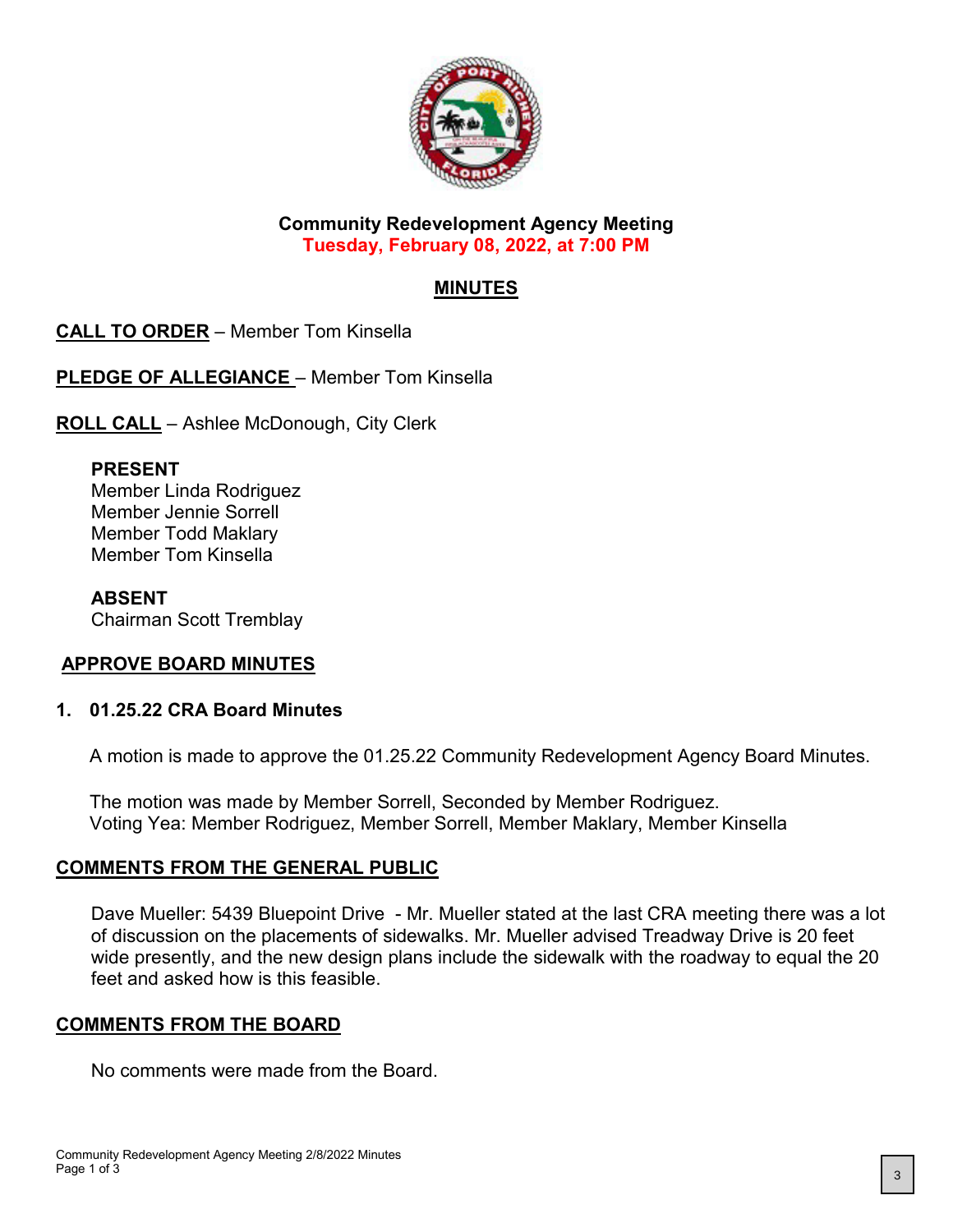**Community Redevelopment Agency Meeting**
**Tuesday, February 08, 2022, at 7:00 PM**

## MINUTES

**CALL TO ORDER** – Member Tom Kinsella

**PLEDGE OF ALLEGIANCE** – Member Tom Kinsella

**ROLL CALL** – Ashlee McDonough, City Clerk

**PRESENT**
Member Linda Rodriguez
Member Jennie Sorrell
Member Todd Maklary
Member Tom Kinsella

**ABSENT**
Chairman Scott Tremblay

**APPROVE BOARD MINUTES**

**1. 01.25.22 CRA Board Minutes**

A motion is made to approve the 01.25.22 Community Redevelopment Agency Board Minutes.

The motion was made by Member Sorrell, Seconded by Member Rodriguez.
Voting Yea: Member Rodriguez, Member Sorrell, Member Maklary, Member Kinsella

**COMMENTS FROM THE GENERAL PUBLIC**

Dave Mueller: 5439 Bluepoint Drive - Mr. Mueller stated at the last CRA meeting there was a lot of discussion on the placements of sidewalks. Mr. Mueller advised Treadway Drive is 20 feet wide presently, and the new design plans include the sidewalk with the roadway to equal the 20 feet and asked how is this feasible.

**COMMENTS FROM THE BOARD**

No comments were made from the Board.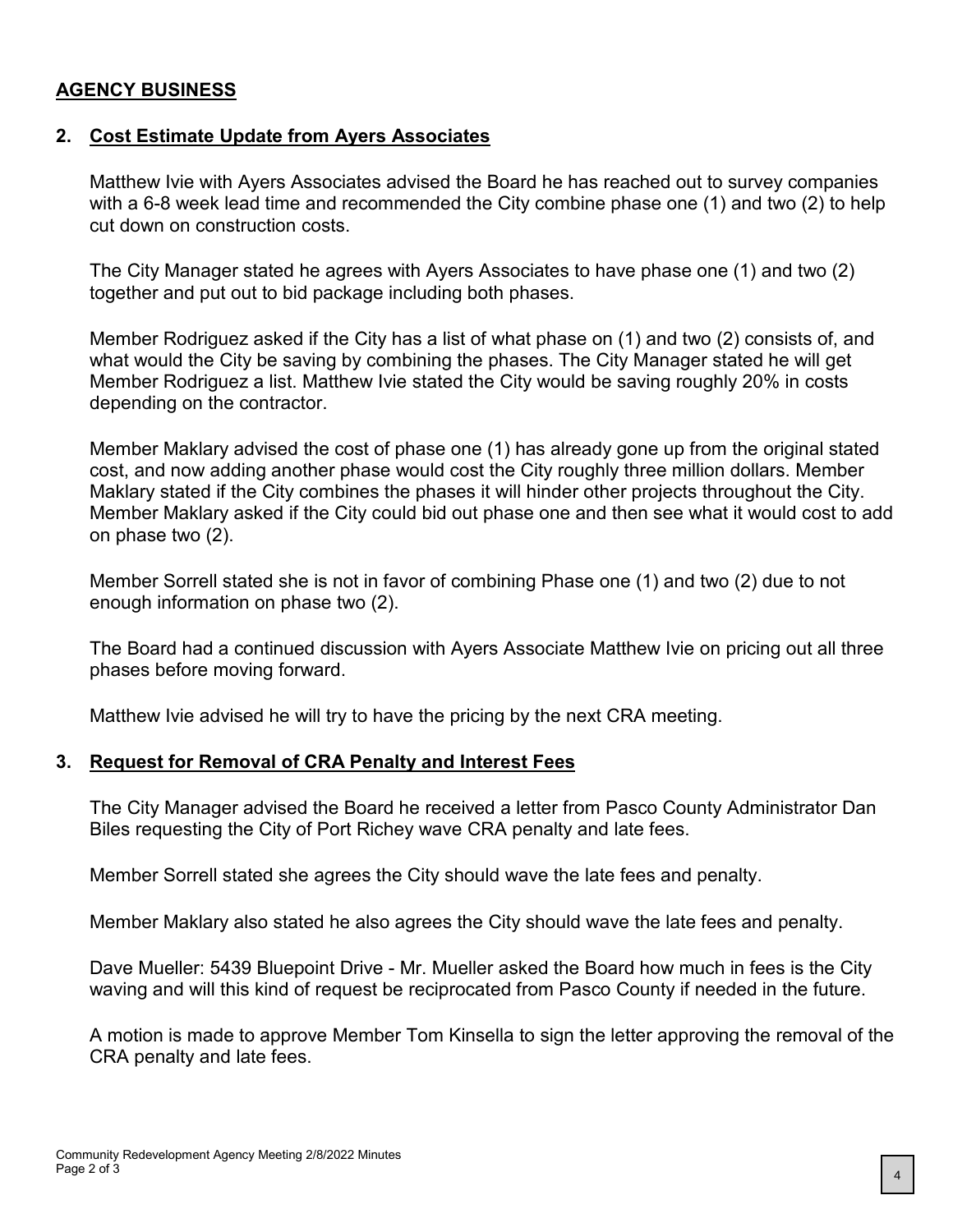## AGENCY BUSINESS

### 2. Cost Estimate Update from Ayers Associates

Matthew Ivie with Ayers Associates advised the Board he has reached out to survey companies with a 6-8 week lead time and recommended the City combine phase one (1) and two (2) to help cut down on construction costs.

The City Manager stated he agrees with Ayers Associates to have phase one (1) and two (2) together and put out to bid package including both phases.

Member Rodriguez asked if the City has a list of what phase on (1) and two (2) consists of, and what would the City be saving by combining the phases. The City Manager stated he will get Member Rodriguez a list. Matthew Ivie stated the City would be saving roughly 20% in costs depending on the contractor.

Member Maklary advised the cost of phase one (1) has already gone up from the original stated cost, and now adding another phase would cost the City roughly three million dollars. Member Maklary stated if the City combines the phases it will hinder other projects throughout the City. Member Maklary asked if the City could bid out phase one and then see what it would cost to add on phase two (2).

Member Sorrell stated she is not in favor of combining Phase one (1) and two (2) due to not enough information on phase two (2).

The Board had a continued discussion with Ayers Associate Matthew Ivie on pricing out all three phases before moving forward.

Matthew Ivie advised he will try to have the pricing by the next CRA meeting.

### 3. Request for Removal of CRA Penalty and Interest Fees

The City Manager advised the Board he received a letter from Pasco County Administrator Dan Biles requesting the City of Port Richey wave CRA penalty and late fees.

Member Sorrell stated she agrees the City should wave the late fees and penalty.

Member Maklary also stated he also agrees the City should wave the late fees and penalty.

Dave Mueller: 5439 Bluepoint Drive - Mr. Mueller asked the Board how much in fees is the City waving and will this kind of request be reciprocated from Pasco County if needed in the future.

A motion is made to approve Member Tom Kinsella to sign the letter approving the removal of the CRA penalty and late fees.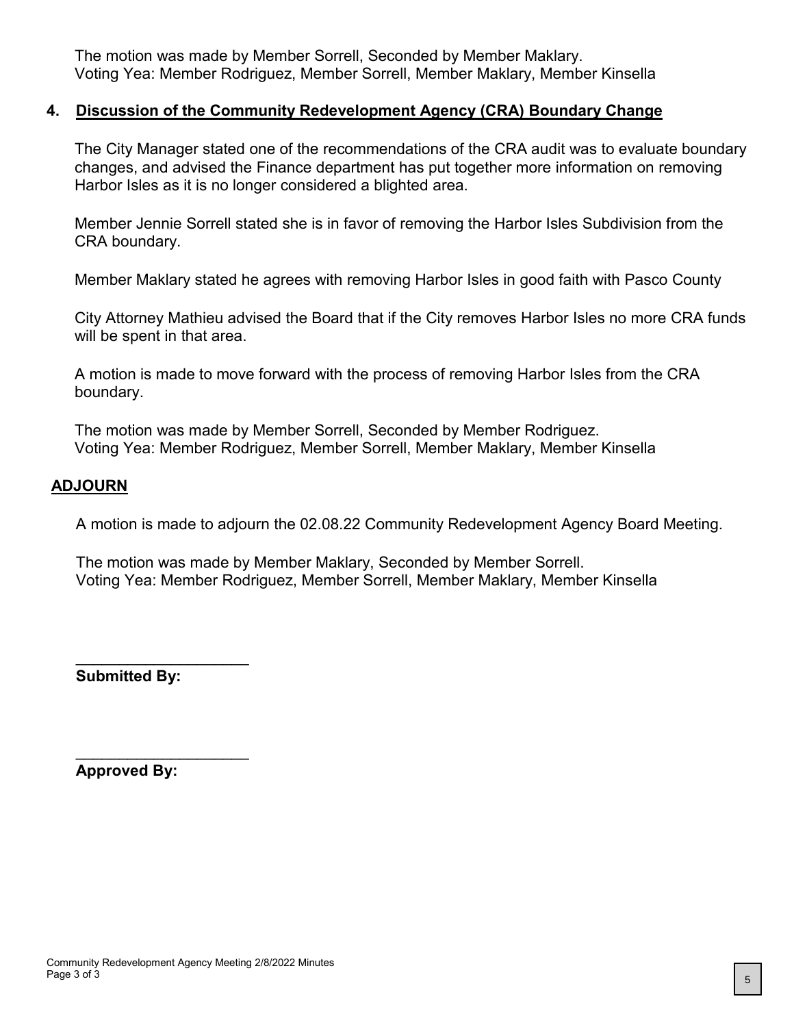The motion was made by Member Sorrell, Seconded by Member Maklary.
Voting Yea: Member Rodriguez, Member Sorrell, Member Maklary, Member Kinsella

## 4. Discussion of the Community Redevelopment Agency (CRA) Boundary Change

The City Manager stated one of the recommendations of the CRA audit was to evaluate boundary changes, and advised the Finance department has put together more information on removing Harbor Isles as it is no longer considered a blighted area.

Member Jennie Sorrell stated she is in favor of removing the Harbor Isles Subdivision from the CRA boundary.

Member Maklary stated he agrees with removing Harbor Isles in good faith with Pasco County

City Attorney Mathieu advised the Board that if the City removes Harbor Isles no more CRA funds will be spent in that area.

A motion is made to move forward with the process of removing Harbor Isles from the CRA boundary.

The motion was made by Member Sorrell, Seconded by Member Rodriguez.
Voting Yea: Member Rodriguez, Member Sorrell, Member Maklary, Member Kinsella

## ADJOURN

A motion is made to adjourn the 02.08.22 Community Redevelopment Agency Board Meeting.

The motion was made by Member Maklary, Seconded by Member Sorrell.
Voting Yea: Member Rodriguez, Member Sorrell, Member Maklary, Member Kinsella

____________________
**Submitted By:**

____________________
**Approved By:**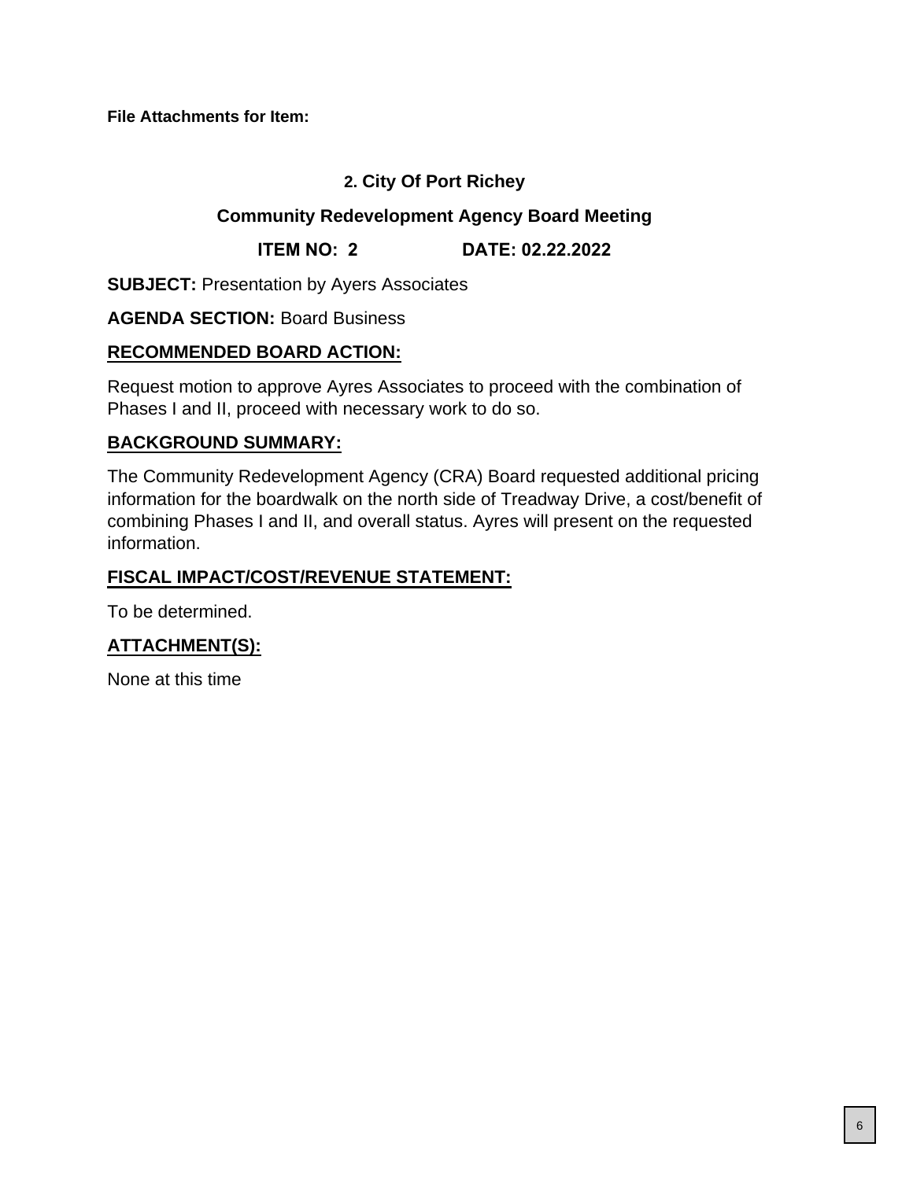**File Attachments for Item:**

**2. City Of Port Richey**

**Community Redevelopment Agency Board Meeting**

**ITEM NO: 2 DATE: 02.22.2022**

**SUBJECT:** Presentation by Ayers Associates

**AGENDA SECTION:** Board Business

**RECOMMENDED BOARD ACTION:**

Request motion to approve Ayres Associates to proceed with the combination of Phases I and II, proceed with necessary work to do so.

**BACKGROUND SUMMARY:**

The Community Redevelopment Agency (CRA) Board requested additional pricing information for the boardwalk on the north side of Treadway Drive, a cost/benefit of combining Phases I and II, and overall status. Ayres will present on the requested information.

**FISCAL IMPACT/COST/REVENUE STATEMENT:**

To be determined.

**ATTACHMENT(S):**

None at this time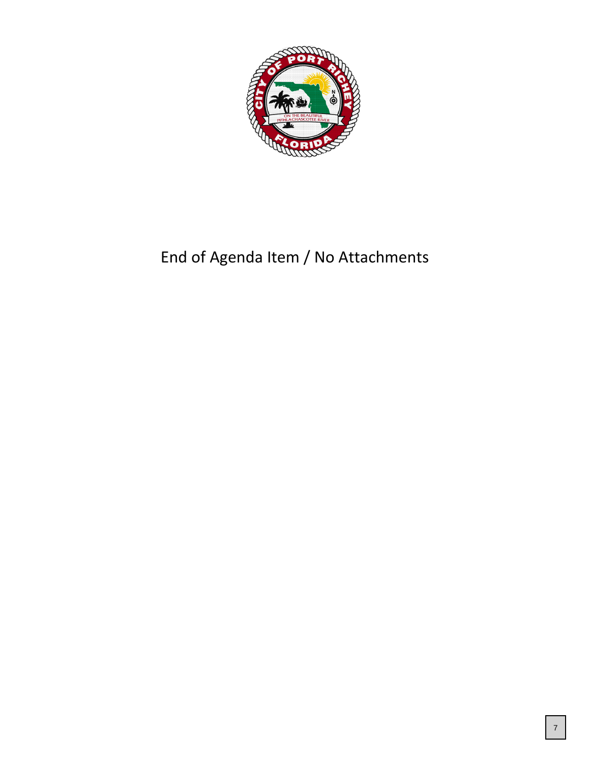End of Agenda Item / No Attachments